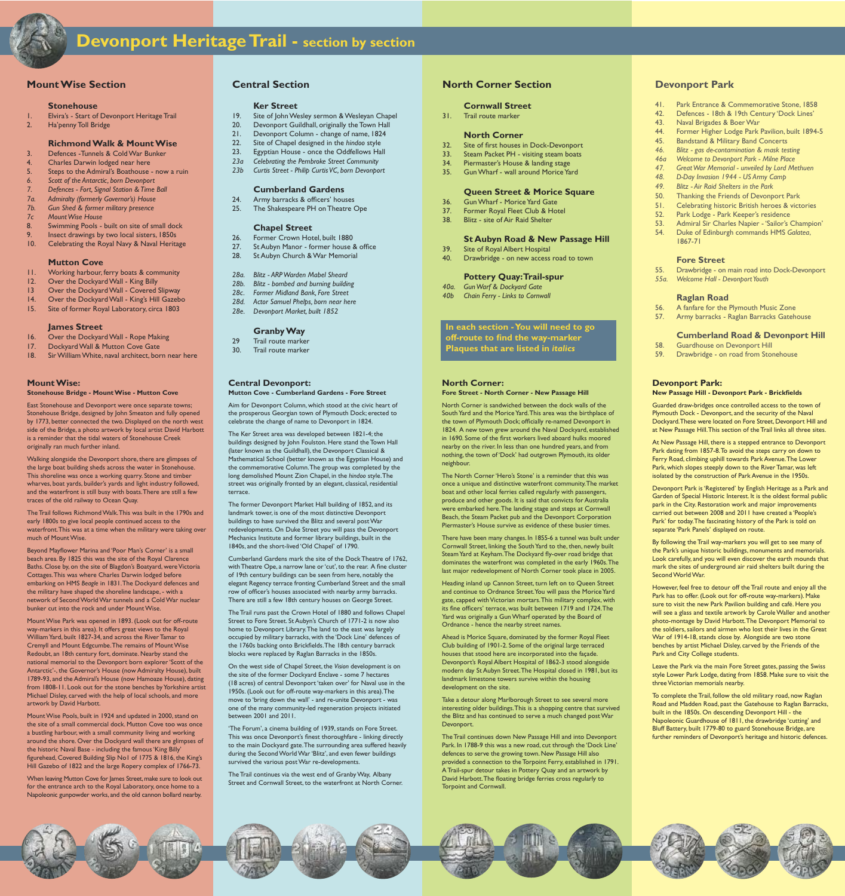# Devonport Heritage Trail - section by section

## Mount Wise Section

### Stonehouse

1. Elvira's - Start of Devonport Heritage Trail
2. Ha'penny Toll Bridge

### Richmond Walk & Mount Wise

3. Defences -Tunnels & Cold War Bunker
4. Charles Darwin lodged near here
5. Steps to the Admiral's Boathouse - now a ruin
6. *Scott of the Antarctic, born Devonport*
7. *Defences - Fort, Signal Station & Time Ball*
7a. *Admiralty (formerly Governor's) House*
7b. *Gun Shed & former military presence*
7c *Mount Wise House*
8. Swimming Pools - built on site of small dock
9. Insect drawings by two local sisters, 1850s
10. Celebrating the Royal Navy & Naval Heritage

### Mutton Cove

11. Working harbour, ferry boats & community
12. Over the Dockyard Wall - King Billy
13 Over the Dockyard Wall - Covered Slipway
14. Over the Dockyard Wall - King's Hill Gazebo
15. Site of former Royal Laboratory, circa 1803

### James Street

16. Over the Dockyard Wall - Rope Making
17. Dockyard Wall & Mutton Cove Gate
18. Sir William White, naval architect, born near here

### Mount Wise:

**Stonehouse Bridge - Mount Wise - Mutton Cove**

East Stonehouse and Devonport were once separate towns; Stonehouse Bridge, designed by John Smeaton and fully opened by 1773, better connected the two. Displayed on the north west side of the Bridge, a photo artwork by local artist David Harbott is a reminder that the tidal waters of Stonehouse Creek originally ran much further inland.

Walking alongside the Devonport shore, there are glimpses of the large boat building sheds across the water in Stonehouse. This shoreline was once a working quarry. Stone and timber wharves, boat yards, builder's yards and light industry followed, and the waterfront is still busy with boats. There are still a few traces of the old railway to Ocean Quay.

The Trail follows Richmond Walk. This was built in the 1790s and early 1800s to give local people continued access to the waterfront. This was at a time when the military were taking over much of Mount Wise.

Beyond Mayflower Marina and 'Poor Man's Corner' is a small beach area. By 1825 this was the site of the Royal Clarence Baths. Close by, on the site of Blagdon's Boatyard, were Victoria Cottages. This was where Charles Darwin lodged before embarking on HMS *Beagle* in 1831. The Dockyard defences and the military have shaped the shoreline landscape, - with a network of Second World War tunnels and a Cold War nuclear bunker cut into the rock and under Mount Wise.

Mount Wise Park was opened in 1893. (Look out for off-route way-markers in this area). It offers great views to the Royal William Yard, built 1827-34, and across the River Tamar to Cremyll and Mount Edgcumbe. The remains of Mount Wise Redoubt, an 18th century fort, dominate. Nearby stand the national memorial to the Devonport born explorer 'Scott of the Antarctic'-, the Governor's House (now Admiralty House), built 1789-93, and the Admiral's House (now Hamoaze House), dating from 1808-11. Look out for the stone benches by Yorkshire artist Michael Disley, carved with the help of local schools, and more artwork by David Harbott.

Mount Wise Pools, built in 1924 and updated in 2000, stand on the site of a small commercial dock. Mutton Cove too was once a bustling harbour, with a small community living and working around the shore. Over the Dockyard wall there are glimpses of the historic Naval Base - including the famous 'King Billy' figurehead, Covered Building Slip No1 of 1775 & 1816, the King's Hill Gazebo of 1822 and the large Ropery complex of 1766-73.

When leaving Mutton Cove for James Street, make sure to look out for the entrance arch to the Royal Laboratory, once home to a Napoleonic gunpowder works, and the old cannon bollard nearby.

## Central Section

### Ker Street

19. Site of John Wesley sermon & Wesleyan Chapel
20. Devonport Guildhall, originally the Town Hall
21. Devonport Column - change of name, 1824
22. Site of Chapel designed in the *hindoo* style
23. Egyptian House - once the Oddfellows Hall
23a *Celebrating the Pembroke Street Community*
23b *Curtis Street - Philip Curtis VC, born Devonport*

### Cumberland Gardens

24. Army barracks & officers' houses
25. The Shakespeare PH on Theatre Ope

### Chapel Street

26. Former Crown Hotel, built 1880
27. St Aubyn Manor - former house & office
28. St Aubyn Church & War Memorial

28a. *Blitz - ARP Warden Mabel Sheard*
28b. *Blitz - bombed and burning building*
28c. *Former Midland Bank, Fore Street*
28d. *Actor Samuel Phelps, born near here*
28e. *Devonport Market, built 1852*

### Granby Way

29 Trail route marker
30. Trail route marker

### Central Devonport:

**Mutton Cove - Cumberland Gardens - Fore Street**

Aim for Devonport Column, which stood at the civic heart of the prosperous Georgian town of Plymouth Dock; erected to celebrate the change of name to Devonport in 1824.

The Ker Street area was developed between 1821-4; the buildings designed by John Foulston. Here stand the Town Hall (later known as the Guildhall), the Devonport Classical & Mathematical School (better known as the Egyptian House) and the commemorative Column. The group was completed by the long demolished Mount Zion Chapel, in the *hindoo* style. The street was originally fronted by an elegant, classical, residential terrace.

The former Devonport Market Hall building of 1852, and its landmark tower, is one of the most distinctive Devonport buildings to have survived the Blitz and several post War redevelopments. On Duke Street you will pass the Devonport Mechanics Institute and former library buildings, built in the 1840s, and the short-lived 'Old Chapel' of 1790.

Cumberland Gardens mark the site of the Dock Theatre of 1762, with Theatre Ope, a narrow lane or 'cut', to the rear. A fine cluster of 19th century buildings can be seen from here, notably the elegant Regency terrace fronting Cumberland Street and the small row of officer's houses associated with nearby army barracks. There are still a few 18th century houses on George Street.

The Trail runs past the Crown Hotel of 1880 and follows Chapel Street to Fore Street. St Aubyn's Church of 1771-2 is now also home to Devonport Library. The land to the east was largely occupied by military barracks, with the 'Dock Line' defences of the 1760s backing onto Brickfields. The 18th century barrack blocks were replaced by Raglan Barracks in the 1850s.

On the west side of Chapel Street, the *Vision* development is on the site of the former Dockyard Enclave - some 7 hectares (18 acres) of central Devonport 'taken over' for Naval use in the 1950s. (Look out for off-route way-markers in this area). The move to 'bring down the wall' - and re-unite Devonport - was one of the many community-led regeneration projects initiated between 2001 and 2011.

'The Forum', a cinema building of 1939, stands on Fore Street. This was once Devonport's finest thoroughfare - linking directly to the main Dockyard gate. The surrounding area suffered heavily during the Second World War 'Blitz', and even fewer buildings survived the various post War re-developments.

The Trail continues via the west end of Granby Way, Albany Street and Cornwall Street, to the waterfront at North Corner.

## North Corner Section

### Cornwall Street

31. Trail route marker

### North Corner

32. Site of first houses in Dock-Devonport
33. Steam Packet PH - visiting steam boats
34. Piermaster's House & landing stage
35. Gun Wharf - wall around Morice Yard

### Queen Street & Morice Square

36. Gun Wharf - Morice Yard Gate
37. Former Royal Fleet Club & Hotel
38. Blitz - site of Air Raid Shelter

### St Aubyn Road & New Passage Hill

39. Site of Royal Albert Hospital
40. Drawbridge - on new access road to town

### Pottery Quay: Trail-spur

40a. *Gun Warf & Dockyard Gate*
40b *Chain Ferry - Links to Cornwall*

**In each section - You will need to go off-route to find the way-marker Plaques that are listed in *italics***

### North Corner:

**Fore Street - North Corner - New Passage Hill**

North Corner is sandwiched between the dock walls of the South Yard and the Morice Yard. This area was the birthplace of the town of Plymouth Dock; officially re-named Devonport in 1824. A new town grew around the Naval Dockyard, established in 1690. Some of the first workers lived aboard hulks moored nearby on the river. In less than one hundred years, and from nothing, the town of 'Dock' had outgrown Plymouth, its older neighbour.

The North Corner 'Hero's Stone' is a reminder that this was once a unique and distinctive waterfront community. The market boat and other local ferries called regularly with passengers, produce and other goods. It is said that convicts for Australia were embarked here. The landing stage and steps at Cornwall Beach, the Steam Packet pub and the Devonport Corporation Piermaster's House survive as evidence of these busier times.

There have been many changes. In 1855-6 a tunnel was built under Cornwall Street, linking the South Yard to the, then, newly built Steam Yard at Keyham. The Dockyard fly-over road bridge that dominates the waterfront was completed in the early 1960s. The last major redevelopment of North Corner took place in 2005.

Heading inland up Cannon Street, turn left on to Queen Street and continue to Ordnance Street. You will pass the Morice Yard gate, capped with Victorian mortars. This military complex, with its fine officers' terrace, was built between 1719 and 1724. The Yard was originally a Gun Wharf operated by the Board of Ordnance - hence the nearby street names.

Ahead is Morice Square, dominated by the former Royal Fleet Club building of 1901-2. Some of the original large terraced houses that stood here are incorporated into the façade. Devonport's Royal Albert Hospital of 1862-3 stood alongside modern day St Aubyn Street. The Hospital closed in 1981, but its landmark limestone towers survive within the housing development on the site.

Take a detour along Marlborough Street to see several more interesting older buildings. This is a shopping centre that survived the Blitz and has continued to serve a much changed post War Devonport.

The Trail continues down New Passage Hill and into Devonport Park. In 1788-9 this was a new road, cut through the 'Dock Line' defences to serve the growing town. New Passage Hill also provided a connection to the Torpoint Ferry, established in 1791. A Trail-spur detour takes in Pottery Quay and an artwork by David Harbott. The floating bridge ferries cross regularly to Torpoint and Cornwall.

## Devonport Park

41. Park Entrance & Commemorative Stone, 1858
42. Defences - 18th & 19th Century 'Dock Lines'
43. Naval Brigades & Boer War
44. Former Higher Lodge Park Pavilion, built 1894-5
45. Bandstand & Military Band Concerts
46. *Blitz - gas de-contamination & mask testing*
46a *Welcome to Devonport Park - Milne Place*
47. *Great War Memorial - unveiled by Lord Methuen*
48. *D-Day Invasion 1944 - US Army Camp*
49. *Blitz - Air Raid Shelters in the Park*
50. Thanking the Friends of Devonport Park
51. Celebrating historic British heroes & victories
52. Park Lodge - Park Keeper's residence
53. Admiral Sir Charles Napier - 'Sailor's Champion'
54. Duke of Edinburgh commands HMS *Galatea*, 1867-71

### Fore Street

55. Drawbridge - on main road into Dock-Devonport
55a. *Welcome Hall - Devonport Youth*

### Raglan Road

56. A fanfare for the Plymouth Music Zone
57. Army barracks - Raglan Barracks Gatehouse

### Cumberland Road & Devonport Hill

58. Guardhouse on Devonport Hill
59. Drawbridge - on road from Stonehouse

### Devonport Park:

**New Passage Hill - Devonport Park - Brickfields**

Guarded draw-bridges once controlled access to the town of Plymouth Dock - Devonport, and the security of the Naval Dockyard. These were located on Fore Street, Devonport Hill and at New Passage Hill. This section of the Trail links all three sites.

At New Passage Hill, there is a stepped entrance to Devonport Park dating from 1857-8. To avoid the steps carry on down to Ferry Road, climbing uphill towards Park Avenue. The Lower Park, which slopes steeply down to the River Tamar, was left isolated by the construction of Park Avenue in the 1950s.

Devonport Park is 'Registered' by English Heritage as a Park and Garden of Special Historic Interest. It is the oldest formal public park in the City. Restoration work and major improvements carried out between 2008 and 2011 have created a 'People's Park' for today. The fascinating history of the Park is told on separate 'Park Panels' displayed on route.

By following the Trail way-markers you will get to see many of the Park's unique historic buildings, monuments and memorials. Look carefully, and you will even discover the earth mounds that mark the sites of underground air raid shelters built during the Second World War.

However, feel free to detour off the Trail route and enjoy all the Park has to offer. (Look out for off-route way-markers). Make sure to visit the new Park pavilion building and café. Here you will see a glass and textile artwork by Carole Waller and another photo-montage by David Harbott. The Devonport Memorial to the soldiers, sailors and airmen who lost their lives in the Great War of 1914-18, stands close by. Alongside are two stone benches by artist Michael Disley, carved by the Friends of the Park and City College students.

Leave the Park via the main Fore Street gates, passing the Swiss style Lower Park Lodge, dating from 1858. Make sure to visit the three Victorian memorials nearby.

To complete the Trail, follow the old military road, now Raglan Road and Madden Road, past the Gatehouse to Raglan Barracks, built in the 1850s. On descending Devonport Hill - the Napoleonic Guardhouse of 1811, the drawbridge 'cutting' and Bluff Battery, built 1779-80 to guard Stonehouse Bridge, are further reminders of Devonport's heritage and historic defences.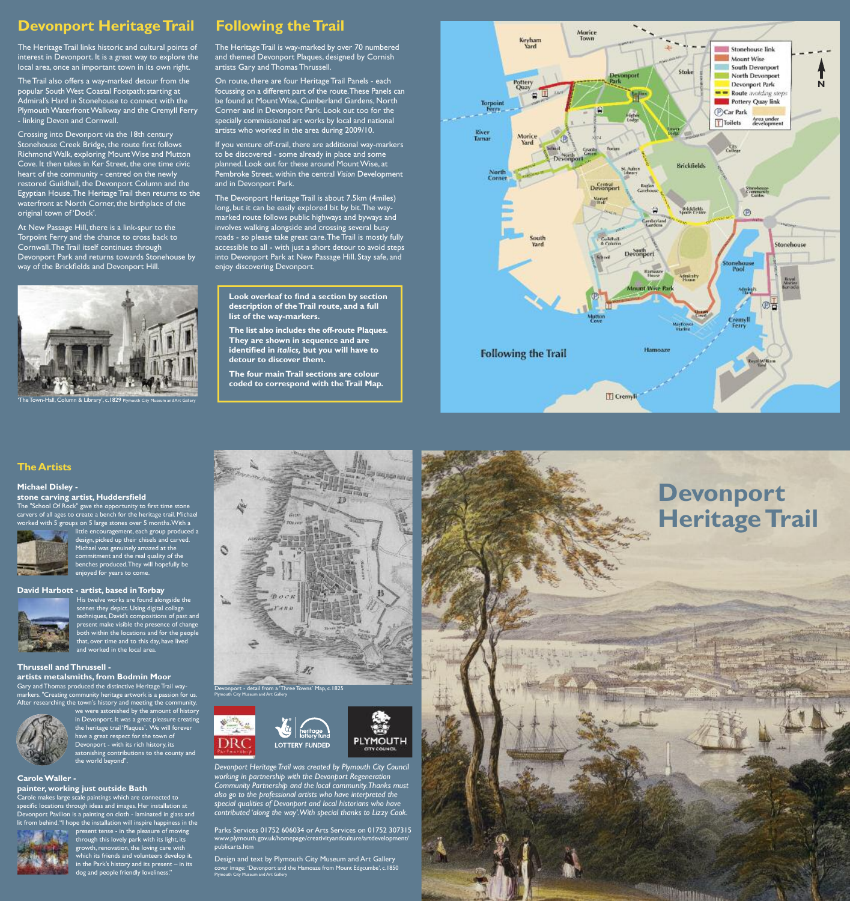# Devonport Heritage Trail

The Heritage Trail links historic and cultural points of interest in Devonport. It is a great way to explore the local area, once an important town in its own right.

The Trail also offers a way-marked detour from the popular South West Coastal Footpath; starting at Admiral's Hard in Stonehouse to connect with the Plymouth Waterfront Walkway and the Cremyll Ferry - linking Devon and Cornwall.

Crossing into Devonport via the 18th century Stonehouse Creek Bridge, the route first follows Richmond Walk, exploring Mount Wise and Mutton Cove. It then takes in Ker Street, the one time civic heart of the community - centred on the newly restored Guildhall, the Devonport Column and the Egyptian House. The Heritage Trail then returns to the waterfront at North Corner, the birthplace of the original town of 'Dock'.

At New Passage Hill, there is a link-spur to the Torpoint Ferry and the chance to cross back to Cornwall. The Trail itself continues through Devonport Park and returns towards Stonehouse by way of the Brickfields and Devonport Hill.

'The Town-Hall, Column & Library', c.1829 Plymouth City Museum and Art Gallery

# Following the Trail

The Heritage Trail is way-marked by over 70 numbered and themed Devonport Plaques, designed by Cornish artists Gary and Thomas Thrussell.

On route, there are four Heritage Trail Panels - each focussing on a different part of the route. These Panels can be found at Mount Wise, Cumberland Gardens, North Corner and in Devonport Park. Look out too for the specially commissioned art works by local and national artists who worked in the area during 2009/10.

If you venture off-trail, there are additional way-markers to be discovered - some already in place and some planned. Look out for these around Mount Wise, at Pembroke Street, within the central *Vision* Development and in Devonport Park.

The Devonport Heritage Trail is about 7.5km (4miles) long, but it can be easily explored bit by bit. The way-marked route follows public highways and byways and involves walking alongside and crossing several busy roads - so please take great care. The Trail is mostly fully accessible to all - with just a short detour to avoid steps into Devonport Park at New Passage Hill. Stay safe, and enjoy discovering Devonport.

**Look overleaf to find a section by section description of the Trail route, and a full list of the way-markers.**

**The list also includes the off-route Plaques. They are shown in sequence and are identified in *italics*, but you will have to detour to discover them.**

**The four main Trail sections are colour coded to correspond with the Trail Map.**

Stonehouse link
Mount Wise
South Devonport
North Devonport
Devonport Park
Route avoiding steps
Pottery Quay link
Car Park
Toilets
Area under development

N

Keyham Yard
Morice Town
Stoke
Pottery Quay
Torpoint Ferry
River Tamar
Morice Yard
North Corner
Devonport Park
Higher Lodge
Tower Lodge
North Devonport
Granby Green
Fore St
St. Aubyn Library
City College
Brickfields
Central Devonport
Market Hall
Raglan Gatehouse
Brickfields Sports Centre
Stonehouse Community Centre
Cumberland Gardens
South Yard
Guildhall & Column
School
South Devonport
Hamoaze House
Admiralty House
Mount Wise Park
Stonehouse
Stonehouse Pool
Royal Marine Barracks
Admiral's Hard
Mutton Cove
Mayflower Marina
Drake's Court
Cremyll Ferry
Hamoaze
Royal William Yard
Cremyll

Following the Trail

## The Artists

### Michael Disley - stone carving artist, Huddersfield

The "School Of Rock" gave the opportunity to first time stone carvers of all ages to create a bench for the heritage trail. Michael worked with 5 groups on 5 large stones over 5 months. With a little encouragement, each group produced a design, picked up their chisels and carved. Michael was genuinely amazed at the commitment and the real quality of the benches produced. They will hopefully be enjoyed for years to come.

### David Harbott - artist, based in Torbay

His twelve works are found alongside the scenes they depict. Using digital collage techniques, David's compositions of past and present make visible the presence of change both within the locations and for the people that, over time and to this day, have lived and worked in the local area.

### Thrussell and Thrussell - artists metalsmiths, from Bodmin Moor

Gary and Thomas produced the distinctive Heritage Trail way-markers. "Creating community heritage artwork is a passion for us. After researching the town's history and meeting the community, we were astonished by the amount of history in Devonport. It was a great pleasure creating the heritage trail 'Plaques'. We will forever have a great respect for the town of Devonport - with its rich history, its astonishing contributions to the county and the world beyond".

### Carole Waller - painter, working just outside Bath

Carole makes large scale paintings which are connected to specific locations through ideas and images. Her installation at Devonport Pavilion is a painting on cloth - laminated in glass and lit from behind. "I hope the installation will inspire happiness in the present tense - in the pleasure of moving through this lovely park with its light, its growth, renovation, the loving care with which its friends and volunteers develop it, in the Park's history and its present – in its dog and people friendly loveliness."

Devonport - detail from a 'Three Towns' Map, c.1825
Plymouth City Museum and Art Gallery

DRC Partnership

heritage lottery fund LOTTERY FUNDED

PLYMOUTH CITY COUNCIL

*Devonport Heritage Trail was created by Plymouth City Council working in partnership with the Devonport Regeneration Community Partnership and the local community. Thanks must also go to the professional artists who have interpreted the special qualities of Devonport and local historians who have contributed 'along the way'. With special thanks to Lizzy Cook.*

Parks Services 01752 606034 or Arts Services on 01752 307315
www.plymouth.gov.uk/homepage/creativityandculture/artdevelopment/publicarts.htm

Design and text by Plymouth City Museum and Art Gallery
cover image: 'Devonport and the Hamoaze from Mount Edgcumbe', c.1850
Plymouth City Museum and Art Gallery

# Devonport Heritage Trail